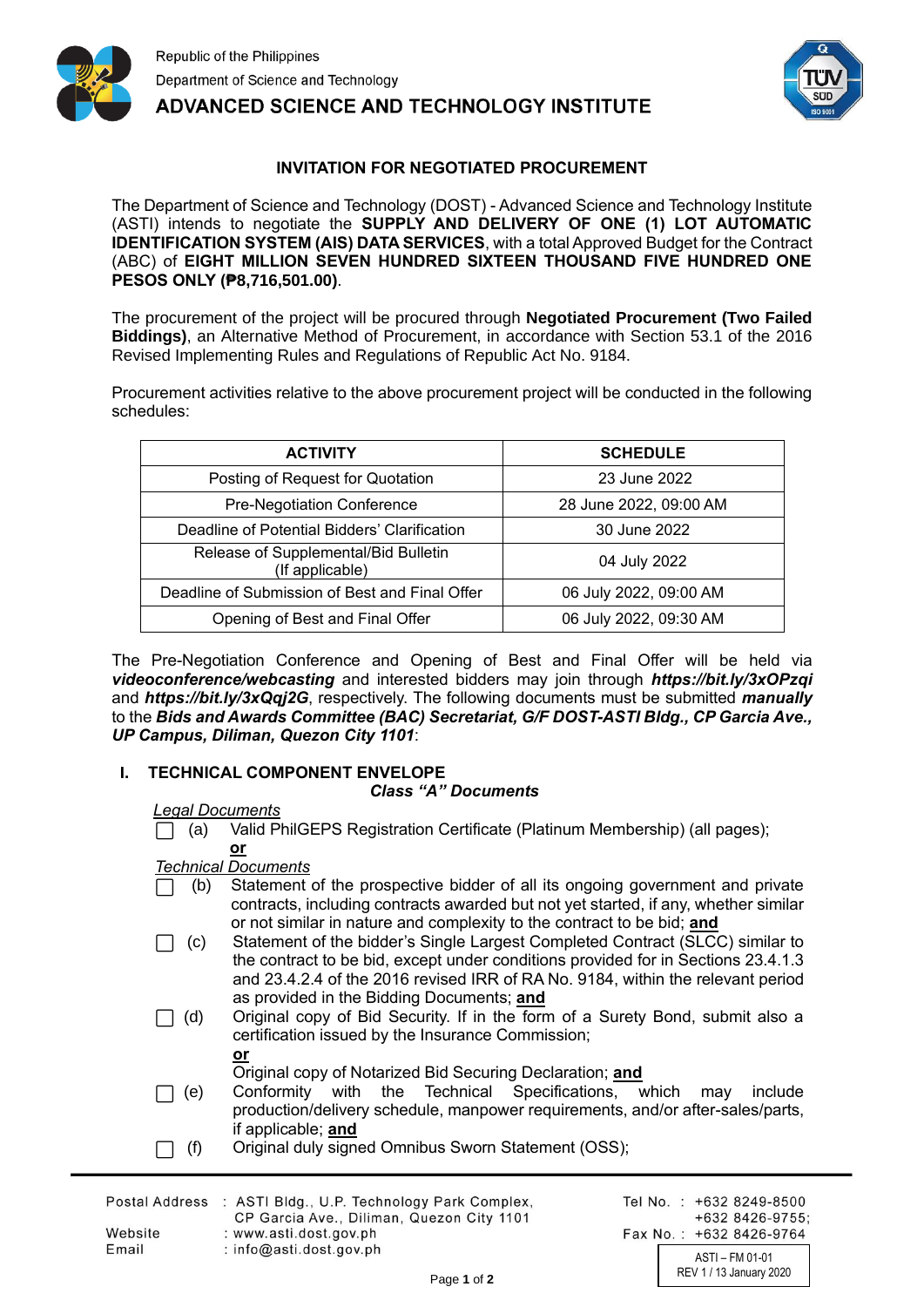Republic of the Philippines
Department of Science and Technology
**ADVANCED SCIENCE AND TECHNOLOGY INSTITUTE**

## INVITATION FOR NEGOTIATED PROCUREMENT

The Department of Science and Technology (DOST) - Advanced Science and Technology Institute (ASTI) intends to negotiate the **SUPPLY AND DELIVERY OF ONE (1) LOT AUTOMATIC IDENTIFICATION SYSTEM (AIS) DATA SERVICES**, with a total Approved Budget for the Contract (ABC) of **EIGHT MILLION SEVEN HUNDRED SIXTEEN THOUSAND FIVE HUNDRED ONE PESOS ONLY (₱8,716,501.00)**.

The procurement of the project will be procured through **Negotiated Procurement (Two Failed Biddings)**, an Alternative Method of Procurement, in accordance with Section 53.1 of the 2016 Revised Implementing Rules and Regulations of Republic Act No. 9184.

Procurement activities relative to the above procurement project will be conducted in the following schedules:

| ACTIVITY | SCHEDULE |
|---|---|
| Posting of Request for Quotation | 23 June 2022 |
| Pre-Negotiation Conference | 28 June 2022, 09:00 AM |
| Deadline of Potential Bidders' Clarification | 30 June 2022 |
| Release of Supplemental/Bid Bulletin (If applicable) | 04 July 2022 |
| Deadline of Submission of Best and Final Offer | 06 July 2022, 09:00 AM |
| Opening of Best and Final Offer | 06 July 2022, 09:30 AM |

The Pre-Negotiation Conference and Opening of Best and Final Offer will be held via ***videoconference/webcasting*** and interested bidders may join through ***https://bit.ly/3xOPzqi*** and ***https://bit.ly/3xQqj2G***, respectively. The following documents must be submitted ***manually*** to the ***Bids and Awards Committee (BAC) Secretariat, G/F DOST-ASTI Bldg., CP Garcia Ave., UP Campus, Diliman, Quezon City 1101***:

### I. TECHNICAL COMPONENT ENVELOPE

***Class "A" Documents***

*Legal Documents*

- ☐ (a) Valid PhilGEPS Registration Certificate (Platinum Membership) (all pages);
  **or**

*Technical Documents*

- ☐ (b) Statement of the prospective bidder of all its ongoing government and private contracts, including contracts awarded but not yet started, if any, whether similar or not similar in nature and complexity to the contract to be bid; **and**
- ☐ (c) Statement of the bidder's Single Largest Completed Contract (SLCC) similar to the contract to be bid, except under conditions provided for in Sections 23.4.1.3 and 23.4.2.4 of the 2016 revised IRR of RA No. 9184, within the relevant period as provided in the Bidding Documents; **and**
- ☐ (d) Original copy of Bid Security. If in the form of a Surety Bond, submit also a certification issued by the Insurance Commission;
  **or**
  Original copy of Notarized Bid Securing Declaration; **and**
- ☐ (e) Conformity with the Technical Specifications, which may include production/delivery schedule, manpower requirements, and/or after-sales/parts, if applicable; **and**
- ☐ (f) Original duly signed Omnibus Sworn Statement (OSS);

Postal Address : ASTI Bldg., U.P. Technology Park Complex, CP Garcia Ave., Diliman, Quezon City 1101
Website : www.asti.dost.gov.ph
Email : info@asti.dost.gov.ph
Tel No. : +632 8249-8500 +632 8426-9755;
Fax No. : +632 8426-9764

ASTI – FM 01-01
REV 1 / 13 January 2020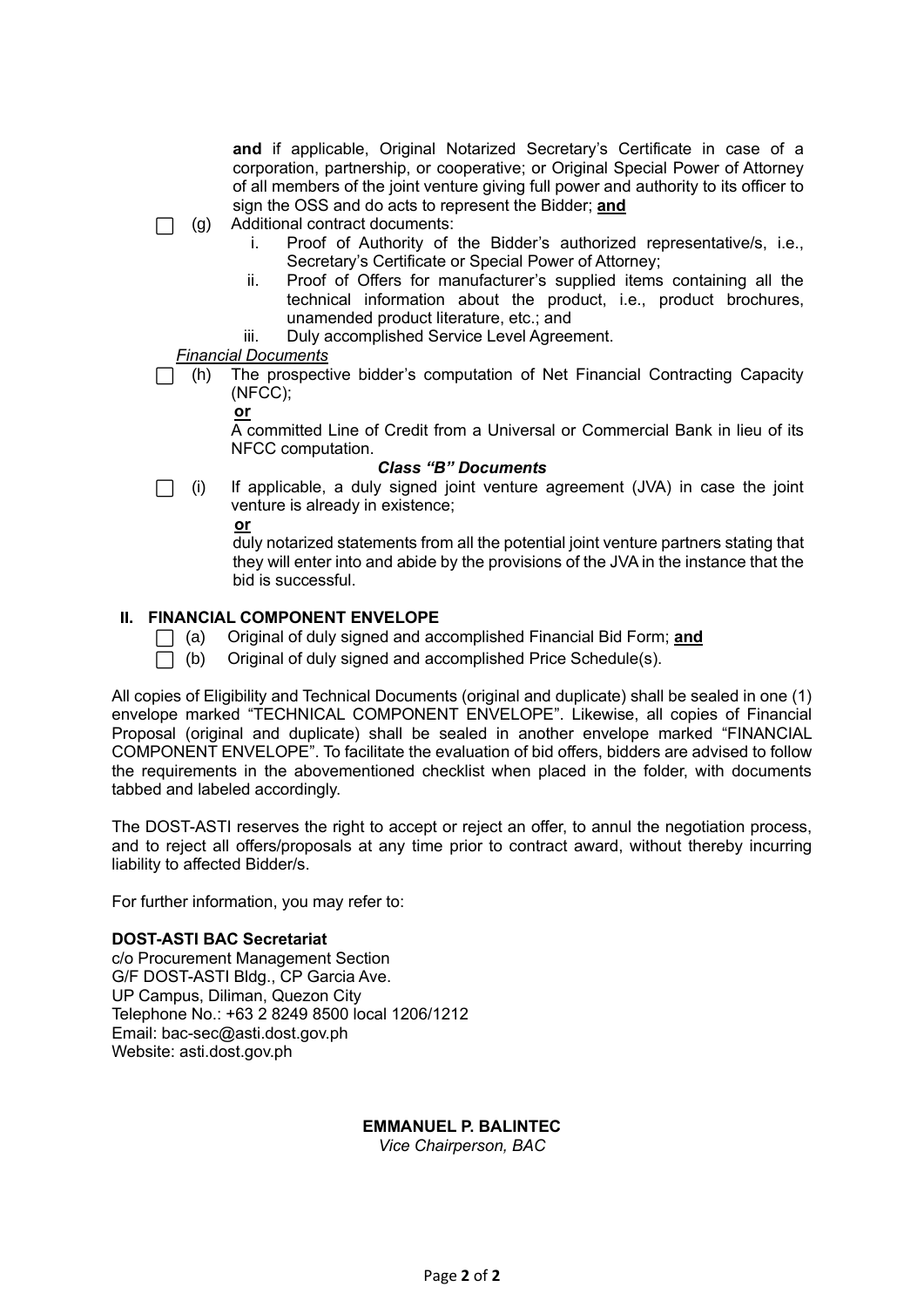**and** if applicable, Original Notarized Secretary's Certificate in case of a corporation, partnership, or cooperative; or Original Special Power of Attorney of all members of the joint venture giving full power and authority to its officer to sign the OSS and do acts to represent the Bidder; **and**

☐ (g) Additional contract documents:

i. Proof of Authority of the Bidder's authorized representative/s, i.e., Secretary's Certificate or Special Power of Attorney;

ii. Proof of Offers for manufacturer's supplied items containing all the technical information about the product, i.e., product brochures, unamended product literature, etc.; and

iii. Duly accomplished Service Level Agreement.

*Financial Documents*

☐ (h) The prospective bidder's computation of Net Financial Contracting Capacity (NFCC);

**or**

A committed Line of Credit from a Universal or Commercial Bank in lieu of its NFCC computation.

***Class "B" Documents***

☐ (i) If applicable, a duly signed joint venture agreement (JVA) in case the joint venture is already in existence;

**or**

duly notarized statements from all the potential joint venture partners stating that they will enter into and abide by the provisions of the JVA in the instance that the bid is successful.

## II. FINANCIAL COMPONENT ENVELOPE

☐ (a) Original of duly signed and accomplished Financial Bid Form; **and**

☐ (b) Original of duly signed and accomplished Price Schedule(s).

All copies of Eligibility and Technical Documents (original and duplicate) shall be sealed in one (1) envelope marked "TECHNICAL COMPONENT ENVELOPE". Likewise, all copies of Financial Proposal (original and duplicate) shall be sealed in another envelope marked "FINANCIAL COMPONENT ENVELOPE". To facilitate the evaluation of bid offers, bidders are advised to follow the requirements in the abovementioned checklist when placed in the folder, with documents tabbed and labeled accordingly.

The DOST-ASTI reserves the right to accept or reject an offer, to annul the negotiation process, and to reject all offers/proposals at any time prior to contract award, without thereby incurring liability to affected Bidder/s.

For further information, you may refer to:

**DOST-ASTI BAC Secretariat**
c/o Procurement Management Section
G/F DOST-ASTI Bldg., CP Garcia Ave.
UP Campus, Diliman, Quezon City
Telephone No.: +63 2 8249 8500 local 1206/1212
Email: bac-sec@asti.dost.gov.ph
Website: asti.dost.gov.ph

**EMMANUEL P. BALINTEC**
*Vice Chairperson, BAC*